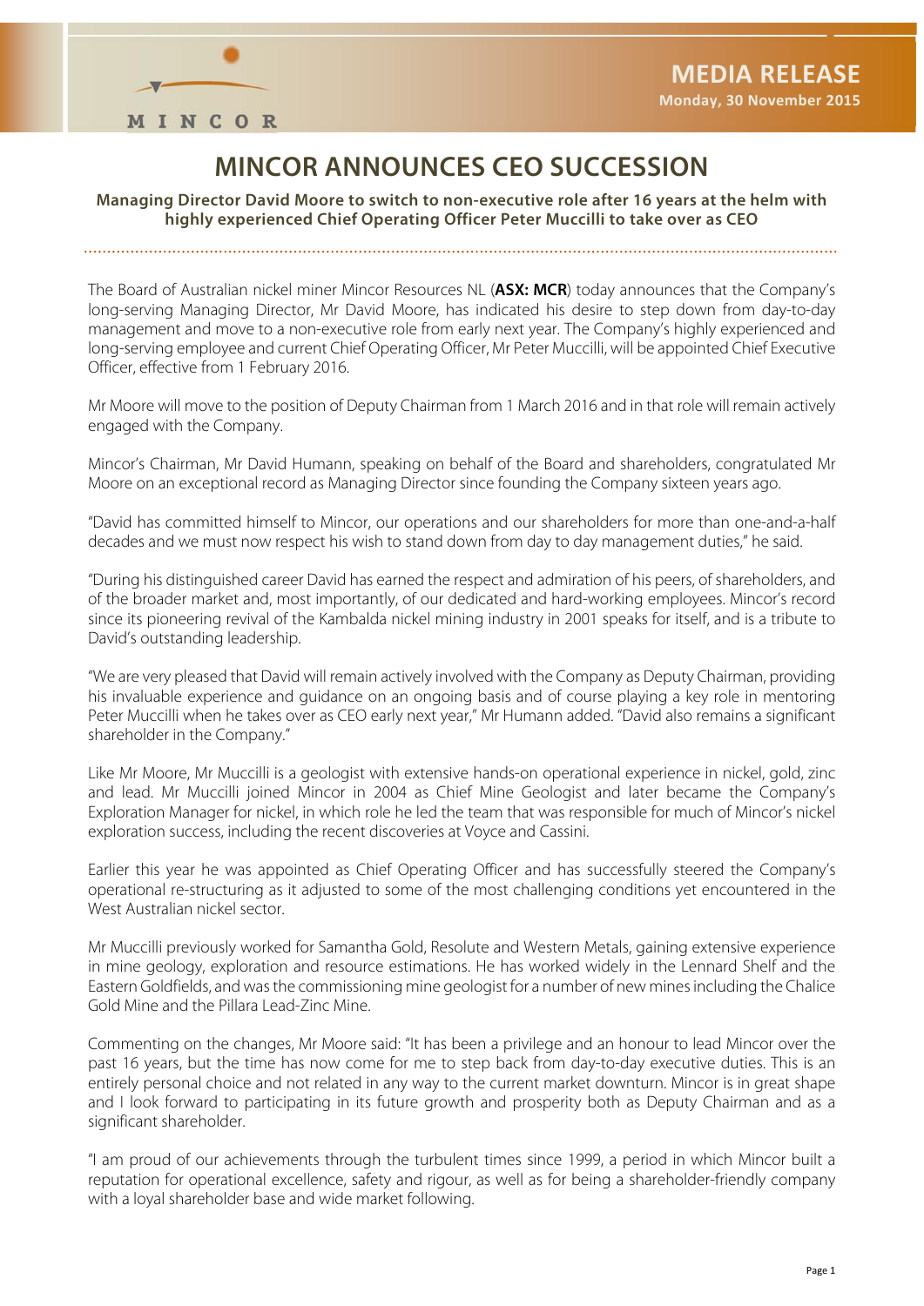MINCOR

**MEDIA RELEASE**
**Monday, 30 November 2015**

# MINCOR ANNOUNCES CEO SUCCESSION

**Managing Director David Moore to switch to non-executive role after 16 years at the helm with highly experienced Chief Operating Officer Peter Muccilli to take over as CEO**

The Board of Australian nickel miner Mincor Resources NL (**ASX: MCR**) today announces that the Company's long-serving Managing Director, Mr David Moore, has indicated his desire to step down from day-to-day management and move to a non-executive role from early next year. The Company's highly experienced and long-serving employee and current Chief Operating Officer, Mr Peter Muccilli, will be appointed Chief Executive Officer, effective from 1 February 2016.

Mr Moore will move to the position of Deputy Chairman from 1 March 2016 and in that role will remain actively engaged with the Company.

Mincor's Chairman, Mr David Humann, speaking on behalf of the Board and shareholders, congratulated Mr Moore on an exceptional record as Managing Director since founding the Company sixteen years ago.

"David has committed himself to Mincor, our operations and our shareholders for more than one-and-a-half decades and we must now respect his wish to stand down from day to day management duties," he said.

"During his distinguished career David has earned the respect and admiration of his peers, of shareholders, and of the broader market and, most importantly, of our dedicated and hard-working employees. Mincor's record since its pioneering revival of the Kambalda nickel mining industry in 2001 speaks for itself, and is a tribute to David's outstanding leadership.

"We are very pleased that David will remain actively involved with the Company as Deputy Chairman, providing his invaluable experience and guidance on an ongoing basis and of course playing a key role in mentoring Peter Muccilli when he takes over as CEO early next year," Mr Humann added. "David also remains a significant shareholder in the Company."

Like Mr Moore, Mr Muccilli is a geologist with extensive hands-on operational experience in nickel, gold, zinc and lead. Mr Muccilli joined Mincor in 2004 as Chief Mine Geologist and later became the Company's Exploration Manager for nickel, in which role he led the team that was responsible for much of Mincor's nickel exploration success, including the recent discoveries at Voyce and Cassini.

Earlier this year he was appointed as Chief Operating Officer and has successfully steered the Company's operational re-structuring as it adjusted to some of the most challenging conditions yet encountered in the West Australian nickel sector.

Mr Muccilli previously worked for Samantha Gold, Resolute and Western Metals, gaining extensive experience in mine geology, exploration and resource estimations. He has worked widely in the Lennard Shelf and the Eastern Goldfields, and was the commissioning mine geologist for a number of new mines including the Chalice Gold Mine and the Pillara Lead-Zinc Mine.

Commenting on the changes, Mr Moore said: "It has been a privilege and an honour to lead Mincor over the past 16 years, but the time has now come for me to step back from day-to-day executive duties. This is an entirely personal choice and not related in any way to the current market downturn. Mincor is in great shape and I look forward to participating in its future growth and prosperity both as Deputy Chairman and as a significant shareholder.

"I am proud of our achievements through the turbulent times since 1999, a period in which Mincor built a reputation for operational excellence, safety and rigour, as well as for being a shareholder-friendly company with a loyal shareholder base and wide market following.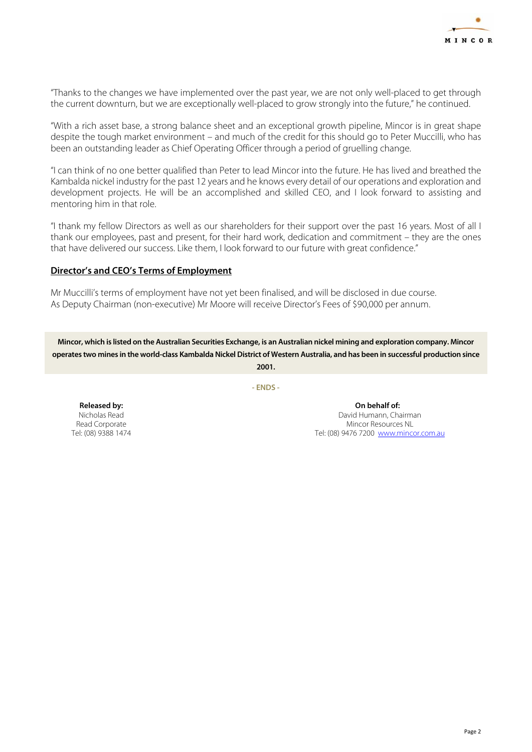"Thanks to the changes we have implemented over the past year, we are not only well-placed to get through the current downturn, but we are exceptionally well-placed to grow strongly into the future," he continued.

"With a rich asset base, a strong balance sheet and an exceptional growth pipeline, Mincor is in great shape despite the tough market environment – and much of the credit for this should go to Peter Muccilli, who has been an outstanding leader as Chief Operating Officer through a period of gruelling change.

"I can think of no one better qualified than Peter to lead Mincor into the future. He has lived and breathed the Kambalda nickel industry for the past 12 years and he knows every detail of our operations and exploration and development projects. He will be an accomplished and skilled CEO, and I look forward to assisting and mentoring him in that role.

"I thank my fellow Directors as well as our shareholders for their support over the past 16 years. Most of all I thank our employees, past and present, for their hard work, dedication and commitment – they are the ones that have delivered our success. Like them, I look forward to our future with great confidence."

## Director's and CEO's Terms of Employment

Mr Muccilli's terms of employment have not yet been finalised, and will be disclosed in due course.
As Deputy Chairman (non-executive) Mr Moore will receive Director's Fees of $90,000 per annum.

**Mincor, which is listed on the Australian Securities Exchange, is an Australian nickel mining and exploration company. Mincor operates two mines in the world-class Kambalda Nickel District of Western Australia, and has been in successful production since 2001.**

**- ENDS -**

**Released by:**
Nicholas Read
Read Corporate
Tel: (08) 9388 1474

**On behalf of:**
David Humann, Chairman
Mincor Resources NL
Tel: (08) 9476 7200 www.mincor.com.au